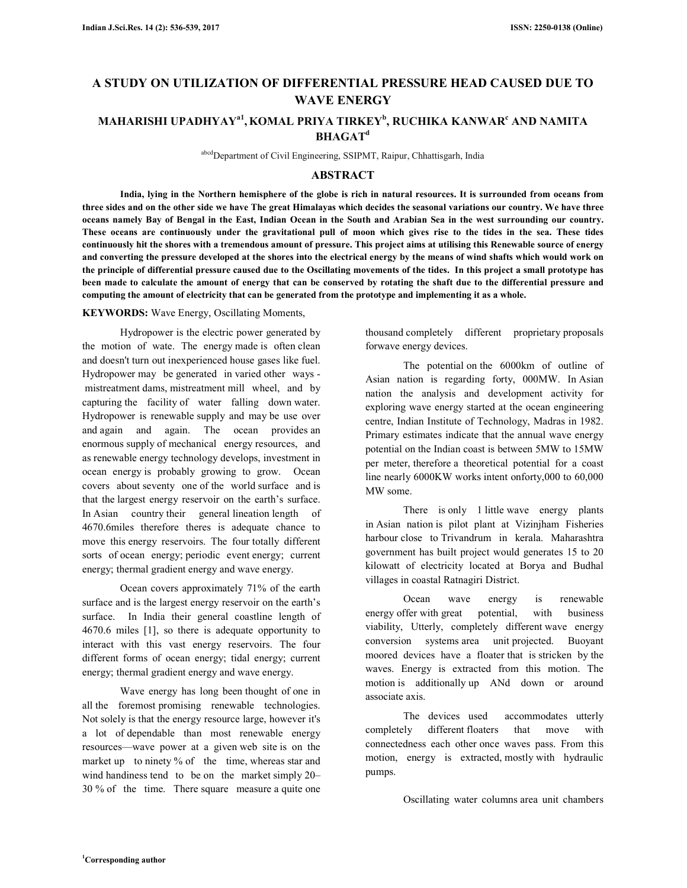# A STUDY ON UTILIZATION OF DIFFERENTIAL PRESSURE HEAD CAUSED DUE TO WAVE ENERGY

**MAHARISHI UPADHYAY[a1], KOMAL PRIYA TIRKEY[b], RUCHIKA KANWAR[c] AND NAMITA BHAGAT[d]**

[abcd]Department of Civil Engineering, SSIPMT, Raipur, Chhattisgarh, India

## ABSTRACT

**India, lying in the Northern hemisphere of the globe is rich in natural resources. It is surrounded from oceans from three sides and on the other side we have The great Himalayas which decides the seasonal variations our country. We have three oceans namely Bay of Bengal in the East, Indian Ocean in the South and Arabian Sea in the west surrounding our country. These oceans are continuously under the gravitational pull of moon which gives rise to the tides in the sea. These tides continuously hit the shores with a tremendous amount of pressure. This project aims at utilising this Renewable source of energy and converting the pressure developed at the shores into the electrical energy by the means of wind shafts which would work on the principle of differential pressure caused due to the Oscillating movements of the tides. In this project a small prototype has been made to calculate the amount of energy that can be conserved by rotating the shaft due to the differential pressure and computing the amount of electricity that can be generated from the prototype and implementing it as a whole.**

**KEYWORDS:** Wave Energy, Oscillating Moments,

Hydropower is the electric power generated by the motion of wate. The energy made is often clean and doesn't turn out inexperienced house gases like fuel. Hydropower may be generated in varied other ways - mistreatment dams, mistreatment mill wheel, and by capturing the facility of water falling down water. Hydropower is renewable supply and may be use over and again and again. The ocean provides an enormous supply of mechanical energy resources, and as renewable energy technology develops, investment in ocean energy is probably growing to grow. Ocean covers about seventy one of the world surface and is that the largest energy reservoir on the earth's surface. In Asian country their general lineation length of 4670.6miles therefore theres is adequate chance to move this energy reservoirs. The four totally different sorts of ocean energy; periodic event energy; current energy; thermal gradient energy and wave energy.

Ocean covers approximately 71% of the earth surface and is the largest energy reservoir on the earth's surface. In India their general coastline length of 4670.6 miles [1], so there is adequate opportunity to interact with this vast energy reservoirs. The four different forms of ocean energy; tidal energy; current energy; thermal gradient energy and wave energy.

Wave energy has long been thought of one in all the foremost promising renewable technologies. Not solely is that the energy resource large, however it's a lot of dependable than most renewable energy resources—wave power at a given web site is on the market up to ninety % of the time, whereas star and wind handiness tend to be on the market simply 20–30 % of the time. There square measure a quite one thousand completely different proprietary proposals forwave energy devices.

The potential on the 6000km of outline of Asian nation is regarding forty, 000MW. In Asian nation the analysis and development activity for exploring wave energy started at the ocean engineering centre, Indian Institute of Technology, Madras in 1982. Primary estimates indicate that the annual wave energy potential on the Indian coast is between 5MW to 15MW per meter, therefore a theoretical potential for a coast line nearly 6000KW works intent onforty,000 to 60,000 MW some.

There is only 1 little wave energy plants in Asian nation is pilot plant at Vizinjham Fisheries harbour close to Trivandrum in kerala. Maharashtra government has built project would generates 15 to 20 kilowatt of electricity located at Borya and Budhal villages in coastal Ratnagiri District.

Ocean wave energy is renewable energy offer with great potential, with business viability, Utterly, completely different wave energy conversion systems area unit projected. Buoyant moored devices have a floater that is stricken by the waves. Energy is extracted from this motion. The motion is additionally up ANd down or around associate axis.

The devices used accommodates utterly completely different floaters that move with connectedness each other once waves pass. From this motion, energy is extracted, mostly with hydraulic pumps.

Oscillating water columns area unit chambers

[1]Corresponding author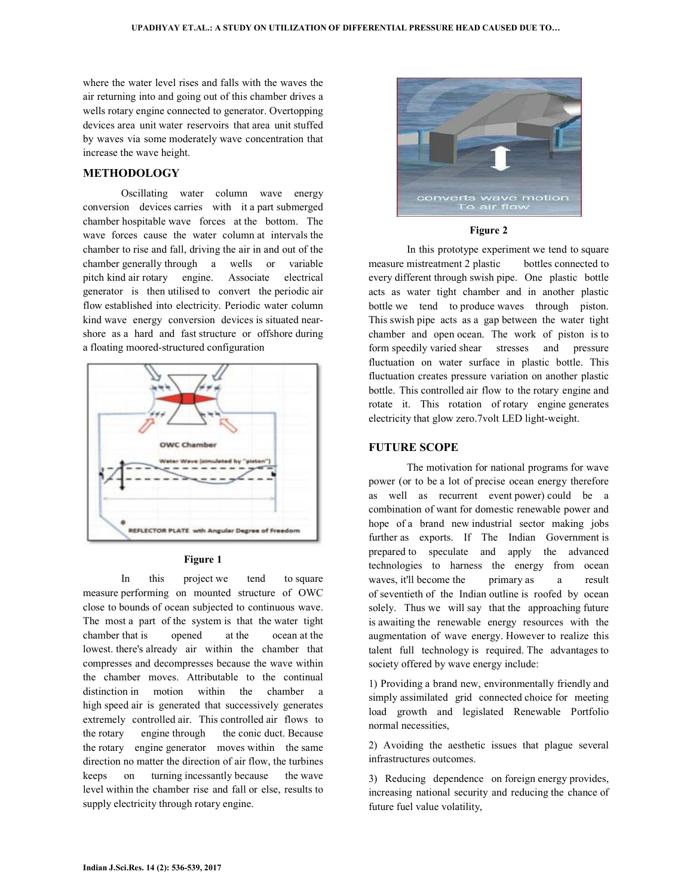where the water level rises and falls with the waves the air returning into and going out of this chamber drives a wells rotary engine connected to generator. Overtopping devices area unit water reservoirs that area unit stuffed by waves via some moderately wave concentration that increase the wave height.

## METHODOLOGY

Oscillating water column wave energy conversion devices carries with it a part submerged chamber hospitable wave forces at the bottom. The wave forces cause the water column at intervals the chamber to rise and fall, driving the air in and out of the chamber generally through a wells or variable pitch kind air rotary engine. Associate electrical generator is then utilised to convert the periodic air flow established into electricity. Periodic water column kind wave energy conversion devices is situated near-shore as a hard and fast structure or offshore during a floating moored-structured configuration

Figure 1

In this project we tend to square measure performing on mounted structure of OWC close to bounds of ocean subjected to continuous wave. The most a part of the system is that the water tight chamber that is opened at the ocean at the lowest. there's already air within the chamber that compresses and decompresses because the wave within the chamber moves. Attributable to the continual distinction in motion within the chamber a high speed air is generated that successively generates extremely controlled air. This controlled air flows to the rotary engine through the conic duct. Because the rotary engine generator moves within the same direction no matter the direction of air flow, the turbines keeps on turning incessantly because the wave level within the chamber rise and fall or else, results to supply electricity through rotary engine.

Figure 2

In this prototype experiment we tend to square measure mistreatment 2 plastic bottles connected to every different through swish pipe. One plastic bottle acts as water tight chamber and in another plastic bottle we tend to produce waves through piston. This swish pipe acts as a gap between the water tight chamber and open ocean. The work of piston is to form speedily varied shear stresses and pressure fluctuation on water surface in plastic bottle. This fluctuation creates pressure variation on another plastic bottle. This controlled air flow to the rotary engine and rotate it. This rotation of rotary engine generates electricity that glow zero.7volt LED light-weight.

## FUTURE SCOPE

The motivation for national programs for wave power (or to be a lot of precise ocean energy therefore as well as recurrent event power) could be a combination of want for domestic renewable power and hope of a brand new industrial sector making jobs further as exports. If The Indian Government is prepared to speculate and apply the advanced technologies to harness the energy from ocean waves, it'll become the primary as a result of seventieth of the Indian outline is roofed by ocean solely. Thus we will say that the approaching future is awaiting the renewable energy resources with the augmentation of wave energy. However to realize this talent full technology is required. The advantages to society offered by wave energy include:

1) Providing a brand new, environmentally friendly and simply assimilated grid connected choice for meeting load growth and legislated Renewable Portfolio normal necessities,

2) Avoiding the aesthetic issues that plague several infrastructures outcomes.

3) Reducing dependence on foreign energy provides, increasing national security and reducing the chance of future fuel value volatility,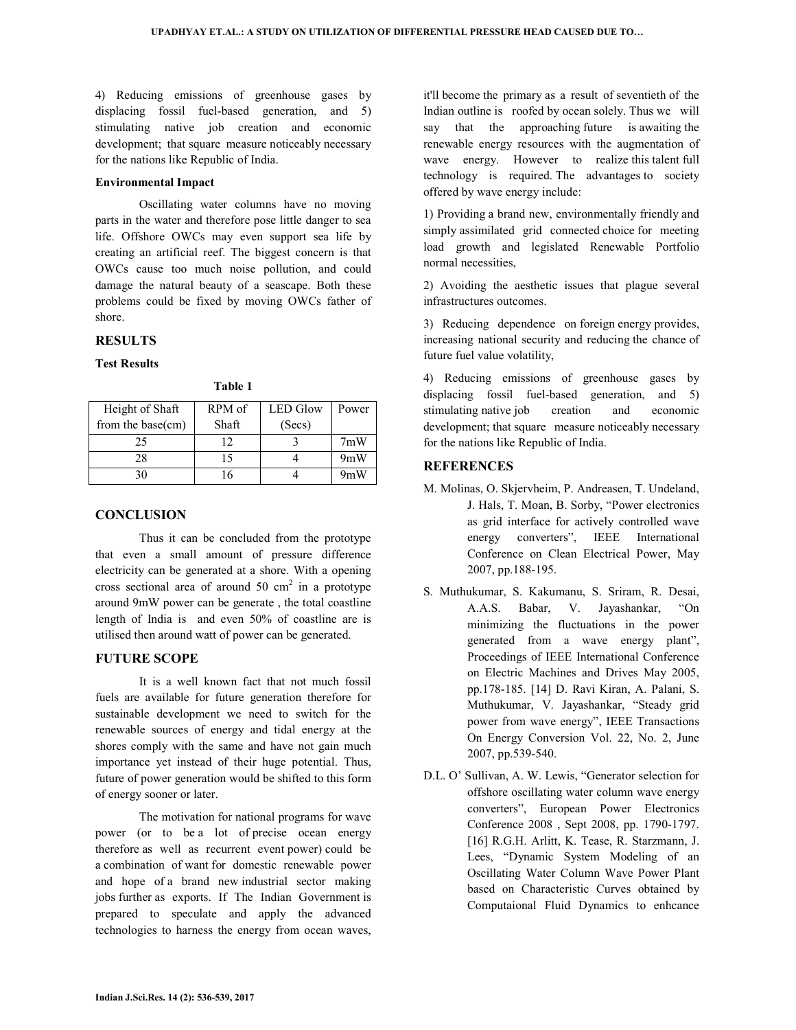4) Reducing emissions of greenhouse gases by displacing fossil fuel-based generation, and 5) stimulating native job creation and economic development; that square measure noticeably necessary for the nations like Republic of India.

**Environmental Impact**

Oscillating water columns have no moving parts in the water and therefore pose little danger to sea life. Offshore OWCs may even support sea life by creating an artificial reef. The biggest concern is that OWCs cause too much noise pollution, and could damage the natural beauty of a seascape. Both these problems could be fixed by moving OWCs father of shore.

## RESULTS

**Test Results**

**Table 1**

| Height of Shaft from the base(cm) | RPM of Shaft | LED Glow (Secs) | Power |
|---|---|---|---|
| 25 | 12 | 3 | 7mW |
| 28 | 15 | 4 | 9mW |
| 30 | 16 | 4 | 9mW |

## CONCLUSION

Thus it can be concluded from the prototype that even a small amount of pressure difference electricity can be generated at a shore. With a opening cross sectional area of around 50 cm$^2$ in a prototype around 9mW power can be generate , the total coastline length of India is and even 50% of coastline are is utilised then around watt of power can be generated.

## FUTURE SCOPE

It is a well known fact that not much fossil fuels are available for future generation therefore for sustainable development we need to switch for the renewable sources of energy and tidal energy at the shores comply with the same and have not gain much importance yet instead of their huge potential. Thus, future of power generation would be shifted to this form of energy sooner or later.

The motivation for national programs for wave power (or to be a lot of precise ocean energy therefore as well as recurrent event power) could be a combination of want for domestic renewable power and hope of a brand new industrial sector making jobs further as exports. If The Indian Government is prepared to speculate and apply the advanced technologies to harness the energy from ocean waves, it'll become the primary as a result of seventieth of the Indian outline is roofed by ocean solely. Thus we will say that the approaching future is awaiting the renewable energy resources with the augmentation of wave energy. However to realize this talent full technology is required. The advantages to society offered by wave energy include:

1) Providing a brand new, environmentally friendly and simply assimilated grid connected choice for meeting load growth and legislated Renewable Portfolio normal necessities,

2) Avoiding the aesthetic issues that plague several infrastructures outcomes.

3) Reducing dependence on foreign energy provides, increasing national security and reducing the chance of future fuel value volatility,

4) Reducing emissions of greenhouse gases by displacing fossil fuel-based generation, and 5) stimulating native job creation and economic development; that square measure noticeably necessary for the nations like Republic of India.

## REFERENCES

M. Molinas, O. Skjervheim, P. Andreasen, T. Undeland, J. Hals, T. Moan, B. Sorby, "Power electronics as grid interface for actively controlled wave energy converters", IEEE International Conference on Clean Electrical Power, May 2007, pp.188-195.

S. Muthukumar, S. Kakumanu, S. Sriram, R. Desai, A.A.S. Babar, V. Jayashankar, "On minimizing the fluctuations in the power generated from a wave energy plant", Proceedings of IEEE International Conference on Electric Machines and Drives May 2005, pp.178-185. [14] D. Ravi Kiran, A. Palani, S. Muthukumar, V. Jayashankar, "Steady grid power from wave energy", IEEE Transactions On Energy Conversion Vol. 22, No. 2, June 2007, pp.539-540.

D.L. O' Sullivan, A. W. Lewis, "Generator selection for offshore oscillating water column wave energy converters", European Power Electronics Conference 2008 , Sept 2008, pp. 1790-1797. [16] R.G.H. Arlitt, K. Tease, R. Starzmann, J. Lees, "Dynamic System Modeling of an Oscillating Water Column Wave Power Plant based on Characteristic Curves obtained by Computaional Fluid Dynamics to enhcance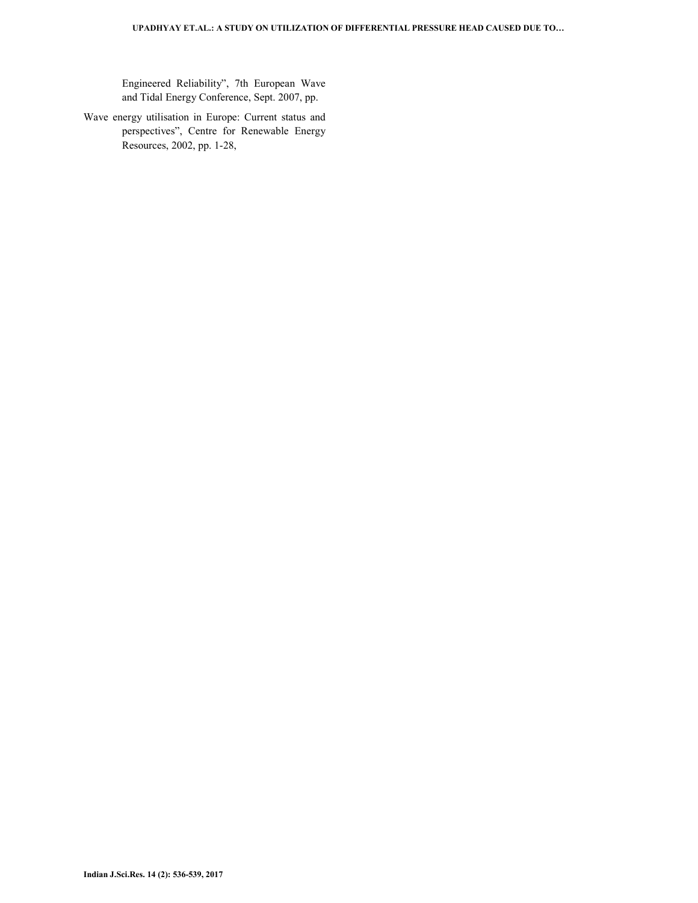Engineered Reliability", 7th European Wave and Tidal Energy Conference, Sept. 2007, pp.

Wave energy utilisation in Europe: Current status and perspectives", Centre for Renewable Energy Resources, 2002, pp. 1-28,